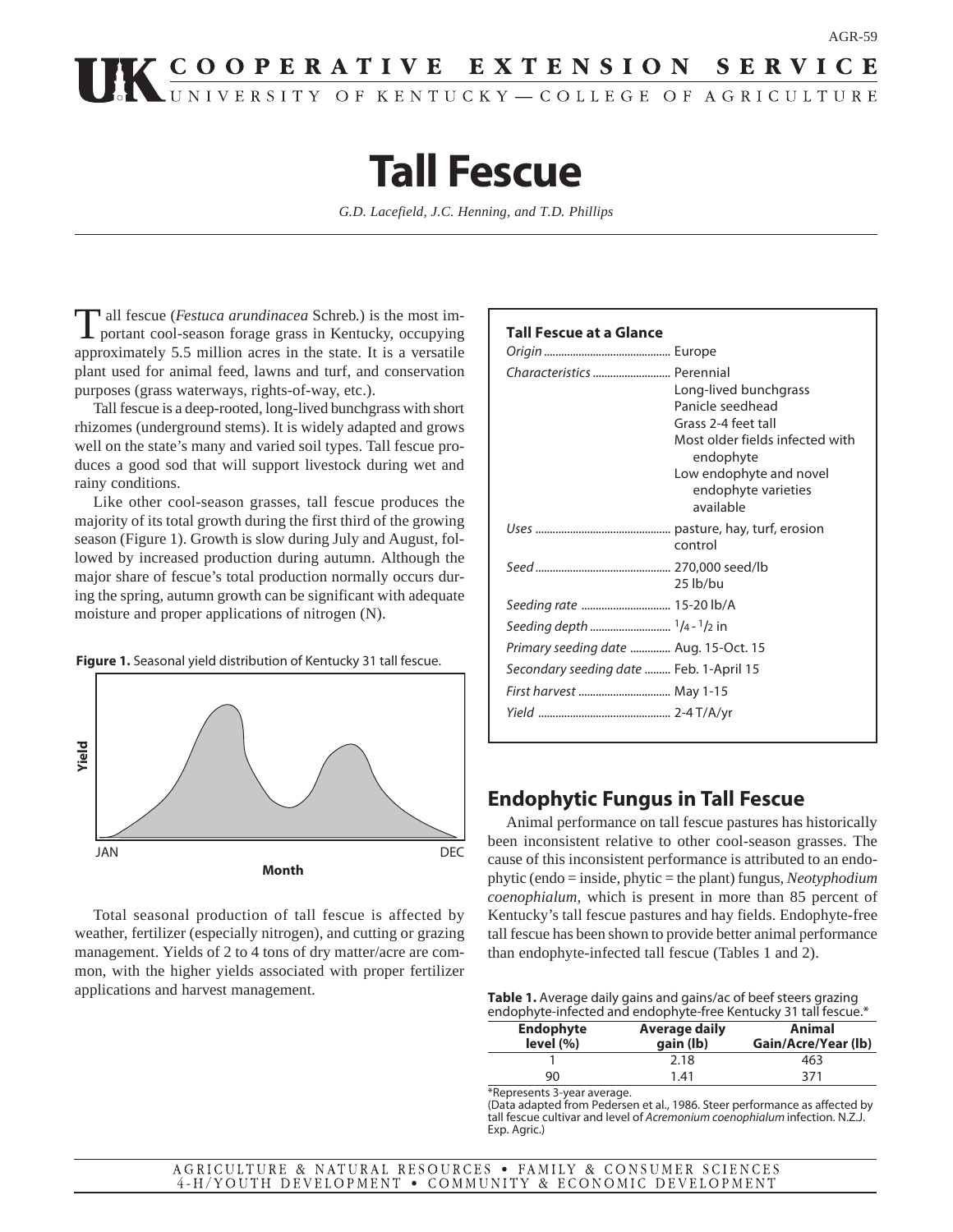AGR-59

# Tall Fescue

*G.D. Lacefield, J.C. Henning, and T.D. Phillips*

Tall fescue (*Festuca arundinacea* Schreb.) is the most important cool-season forage grass in Kentucky, occupying approximately 5.5 million acres in the state. It is a versatile plant used for animal feed, lawns and turf, and conservation purposes (grass waterways, rights-of-way, etc.).

Tall fescue is a deep-rooted, long-lived bunchgrass with short rhizomes (underground stems). It is widely adapted and grows well on the state's many and varied soil types. Tall fescue produces a good sod that will support livestock during wet and rainy conditions.

Like other cool-season grasses, tall fescue produces the majority of its total growth during the first third of the growing season (Figure 1). Growth is slow during July and August, followed by increased production during autumn. Although the major share of fescue's total production normally occurs during the spring, autumn growth can be significant with adequate moisture and proper applications of nitrogen (N).

**Figure 1.** Seasonal yield distribution of Kentucky 31 tall fescue.

Total seasonal production of tall fescue is affected by weather, fertilizer (especially nitrogen), and cutting or grazing management. Yields of 2 to 4 tons of dry matter/acre are common, with the higher yields associated with proper fertilizer applications and harvest management.

**Tall Fescue at a Glance**

| | |
|---|---|
| *Origin* | Europe |
| *Characteristics* | Perennial<br>Long-lived bunchgrass<br>Panicle seedhead<br>Grass 2-4 feet tall<br>Most older fields infected with endophyte<br>Low endophyte and novel endophyte varieties available |
| *Uses* | pasture, hay, turf, erosion control |
| *Seed* | 270,000 seed/lb<br>25 lb/bu |
| *Seeding rate* | 15-20 lb/A |
| *Seeding depth* | 1/4 - 1/2 in |
| *Primary seeding date* | Aug. 15-Oct. 15 |
| *Secondary seeding date* | Feb. 1-April 15 |
| *First harvest* | May 1-15 |
| *Yield* | 2-4 T/A/yr |

## Endophytic Fungus in Tall Fescue

Animal performance on tall fescue pastures has historically been inconsistent relative to other cool-season grasses. The cause of this inconsistent performance is attributed to an endophytic (endo = inside, phytic = the plant) fungus, *Neotyphodium coenophialum*, which is present in more than 85 percent of Kentucky's tall fescue pastures and hay fields. Endophyte-free tall fescue has been shown to provide better animal performance than endophyte-infected tall fescue (Tables 1 and 2).

**Table 1.** Average daily gains and gains/ac of beef steers grazing endophyte-infected and endophyte-free Kentucky 31 tall fescue.*

| Endophyte level (%) | Average daily gain (lb) | Animal Gain/Acre/Year (lb) |
|---|---|---|
| 1 | 2.18 | 463 |
| 90 | 1.41 | 371 |

*Represents 3-year average.
(Data adapted from Pedersen et al., 1986. Steer performance as affected by tall fescue cultivar and level of *Acremonium coenophialum* infection. N.Z.J. Exp. Agric.)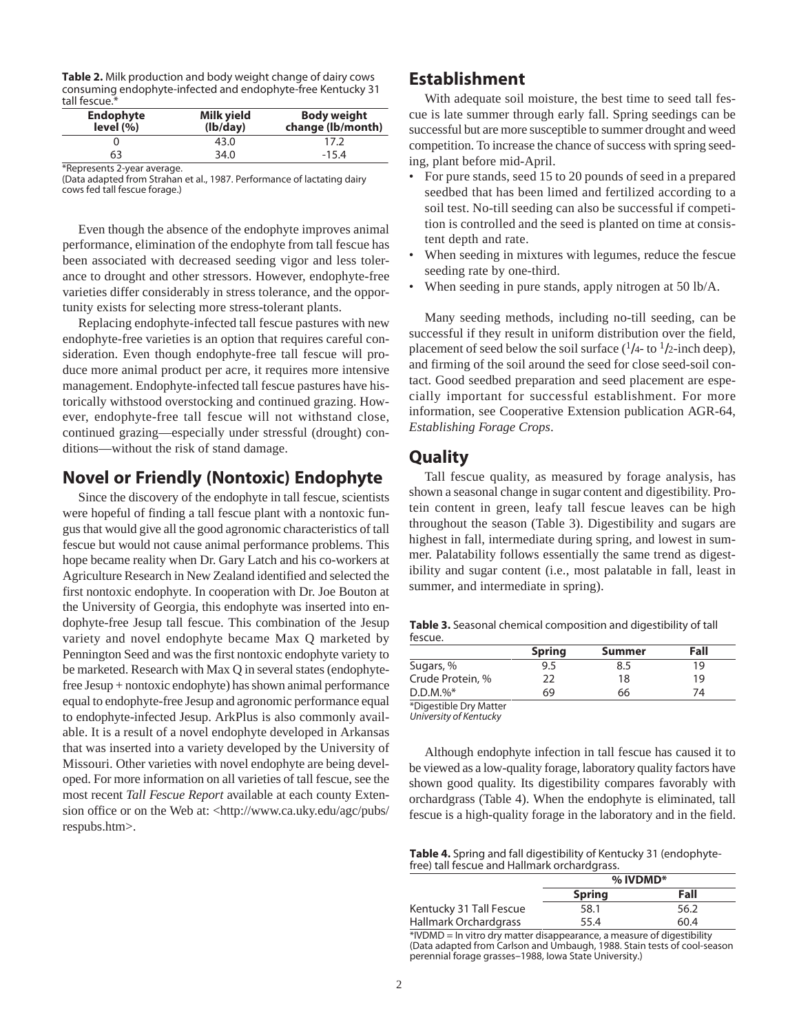**Table 2.** Milk production and body weight change of dairy cows consuming endophyte-infected and endophyte-free Kentucky 31 tall fescue.*

| Endophyte level (%) | Milk yield (lb/day) | Body weight change (lb/month) |
|---|---|---|
| 0 | 43.0 | 17.2 |
| 63 | 34.0 | -15.4 |

*Represents 2-year average.
(Data adapted from Strahan et al., 1987. Performance of lactating dairy cows fed tall fescue forage.)

Even though the absence of the endophyte improves animal performance, elimination of the endophyte from tall fescue has been associated with decreased seeding vigor and less tolerance to drought and other stressors. However, endophyte-free varieties differ considerably in stress tolerance, and the opportunity exists for selecting more stress-tolerant plants.

Replacing endophyte-infected tall fescue pastures with new endophyte-free varieties is an option that requires careful consideration. Even though endophyte-free tall fescue will produce more animal product per acre, it requires more intensive management. Endophyte-infected tall fescue pastures have historically withstood overstocking and continued grazing. However, endophyte-free tall fescue will not withstand close, continued grazing—especially under stressful (drought) conditions—without the risk of stand damage.

## Novel or Friendly (Nontoxic) Endophyte

Since the discovery of the endophyte in tall fescue, scientists were hopeful of finding a tall fescue plant with a nontoxic fungus that would give all the good agronomic characteristics of tall fescue but would not cause animal performance problems. This hope became reality when Dr. Gary Latch and his co-workers at Agriculture Research in New Zealand identified and selected the first nontoxic endophyte. In cooperation with Dr. Joe Bouton at the University of Georgia, this endophyte was inserted into endophyte-free Jesup tall fescue. This combination of the Jesup variety and novel endophyte became Max Q marketed by Pennington Seed and was the first nontoxic endophyte variety to be marketed. Research with Max Q in several states (endophyte-free Jesup + nontoxic endophyte) has shown animal performance equal to endophyte-free Jesup and agronomic performance equal to endophyte-infected Jesup. ArkPlus is also commonly available. It is a result of a novel endophyte developed in Arkansas that was inserted into a variety developed by the University of Missouri. Other varieties with novel endophyte are being developed. For more information on all varieties of tall fescue, see the most recent *Tall Fescue Report* available at each county Extension office or on the Web at: <http://www.ca.uky.edu/agc/pubs/respubs.htm>.

## Establishment

With adequate soil moisture, the best time to seed tall fescue is late summer through early fall. Spring seedings can be successful but are more susceptible to summer drought and weed competition. To increase the chance of success with spring seeding, plant before mid-April.

- For pure stands, seed 15 to 20 pounds of seed in a prepared seedbed that has been limed and fertilized according to a soil test. No-till seeding can also be successful if competition is controlled and the seed is planted on time at consistent depth and rate.
- When seeding in mixtures with legumes, reduce the fescue seeding rate by one-third.
- When seeding in pure stands, apply nitrogen at 50 lb/A.

Many seeding methods, including no-till seeding, can be successful if they result in uniform distribution over the field, placement of seed below the soil surface (1/4- to 1/2-inch deep), and firming of the soil around the seed for close seed-soil contact. Good seedbed preparation and seed placement are especially important for successful establishment. For more information, see Cooperative Extension publication AGR-64, *Establishing Forage Crops*.

## Quality

Tall fescue quality, as measured by forage analysis, has shown a seasonal change in sugar content and digestibility. Protein content in green, leafy tall fescue leaves can be high throughout the season (Table 3). Digestibility and sugars are highest in fall, intermediate during spring, and lowest in summer. Palatability follows essentially the same trend as digestibility and sugar content (i.e., most palatable in fall, least in summer, and intermediate in spring).

**Table 3.** Seasonal chemical composition and digestibility of tall fescue.

| | Spring | Summer | Fall |
|---|---|---|---|
| Sugars, % | 9.5 | 8.5 | 19 |
| Crude Protein, % | 22 | 18 | 19 |
| D.D.M.%* | 69 | 66 | 74 |

*Digestible Dry Matter
*University of Kentucky*

Although endophyte infection in tall fescue has caused it to be viewed as a low-quality forage, laboratory quality factors have shown good quality. Its digestibility compares favorably with orchardgrass (Table 4). When the endophyte is eliminated, tall fescue is a high-quality forage in the laboratory and in the field.

**Table 4.** Spring and fall digestibility of Kentucky 31 (endophyte-free) tall fescue and Hallmark orchardgrass.

| | % IVDMD* | |
|---|---|---|
| | Spring | Fall |
| Kentucky 31 Tall Fescue | 58.1 | 56.2 |
| Hallmark Orchardgrass | 55.4 | 60.4 |

*IVDMD = In vitro dry matter disappearance, a measure of digestibility
(Data adapted from Carlson and Umbaugh, 1988. Stain tests of cool-season perennial forage grasses–1988, Iowa State University.)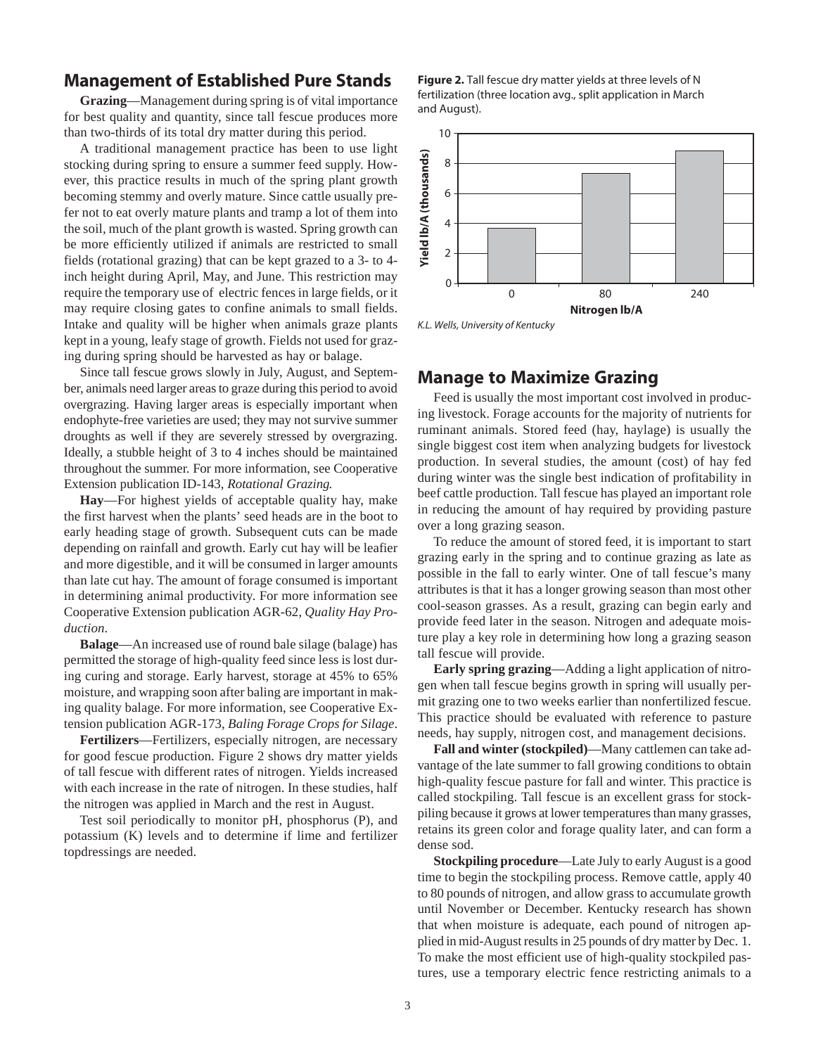## Management of Established Pure Stands

**Grazing**—Management during spring is of vital importance for best quality and quantity, since tall fescue produces more than two-thirds of its total dry matter during this period.

A traditional management practice has been to use light stocking during spring to ensure a summer feed supply. However, this practice results in much of the spring plant growth becoming stemmy and overly mature. Since cattle usually prefer not to eat overly mature plants and tramp a lot of them into the soil, much of the plant growth is wasted. Spring growth can be more efficiently utilized if animals are restricted to small fields (rotational grazing) that can be kept grazed to a 3- to 4-inch height during April, May, and June. This restriction may require the temporary use of electric fences in large fields, or it may require closing gates to confine animals to small fields. Intake and quality will be higher when animals graze plants kept in a young, leafy stage of growth. Fields not used for grazing during spring should be harvested as hay or balage.

Since tall fescue grows slowly in July, August, and September, animals need larger areas to graze during this period to avoid overgrazing. Having larger areas is especially important when endophyte-free varieties are used; they may not survive summer droughts as well if they are severely stressed by overgrazing. Ideally, a stubble height of 3 to 4 inches should be maintained throughout the summer. For more information, see Cooperative Extension publication ID-143, *Rotational Grazing.*

**Hay**—For highest yields of acceptable quality hay, make the first harvest when the plants' seed heads are in the boot to early heading stage of growth. Subsequent cuts can be made depending on rainfall and growth. Early cut hay will be leafier and more digestible, and it will be consumed in larger amounts than late cut hay. The amount of forage consumed is important in determining animal productivity. For more information see Cooperative Extension publication AGR-62, *Quality Hay Production*.

**Balage**—An increased use of round bale silage (balage) has permitted the storage of high-quality feed since less is lost during curing and storage. Early harvest, storage at 45% to 65% moisture, and wrapping soon after baling are important in making quality balage. For more information, see Cooperative Extension publication AGR-173, *Baling Forage Crops for Silage*.

**Fertilizers**—Fertilizers, especially nitrogen, are necessary for good fescue production. Figure 2 shows dry matter yields of tall fescue with different rates of nitrogen. Yields increased with each increase in the rate of nitrogen. In these studies, half the nitrogen was applied in March and the rest in August.

Test soil periodically to monitor pH, phosphorus (P), and potassium (K) levels and to determine if lime and fertilizer topdressings are needed.

**Figure 2.** Tall fescue dry matter yields at three levels of N fertilization (three location avg., split application in March and August).

*K.L. Wells, University of Kentucky*

## Manage to Maximize Grazing

Feed is usually the most important cost involved in producing livestock. Forage accounts for the majority of nutrients for ruminant animals. Stored feed (hay, haylage) is usually the single biggest cost item when analyzing budgets for livestock production. In several studies, the amount (cost) of hay fed during winter was the single best indication of profitability in beef cattle production. Tall fescue has played an important role in reducing the amount of hay required by providing pasture over a long grazing season.

To reduce the amount of stored feed, it is important to start grazing as early in the spring and to continue grazing as late as possible in the fall to early winter. One of tall fescue's many attributes is that it has a longer growing season than most other cool-season grasses. As a result, grazing can begin early and provide feed later in the season. Nitrogen and adequate moisture play a key role in determining how long a grazing season tall fescue will provide.

**Early spring grazing**—Adding a light application of nitrogen when tall fescue begins growth in spring will usually permit grazing one to two weeks earlier than nonfertilized fescue. This practice should be evaluated with reference to pasture needs, hay supply, nitrogen cost, and management decisions.

**Fall and winter (stockpiled)**—Many cattlemen can take advantage of the late summer to fall growing conditions to obtain high-quality fescue pasture for fall and winter. This practice is called stockpiling. Tall fescue is an excellent grass for stockpiling because it grows at lower temperatures than many grasses, retains its green color and forage quality later, and can form a dense sod.

**Stockpiling procedure**—Late July to early August is a good time to begin the stockpiling process. Remove cattle, apply 40 to 80 pounds of nitrogen, and allow grass to accumulate growth until November or December. Kentucky research has shown that when moisture is adequate, each pound of nitrogen applied in mid-August results in 25 pounds of dry matter by Dec. 1. To make the most efficient use of high-quality stockpiled pastures, use a temporary electric fence restricting animals to a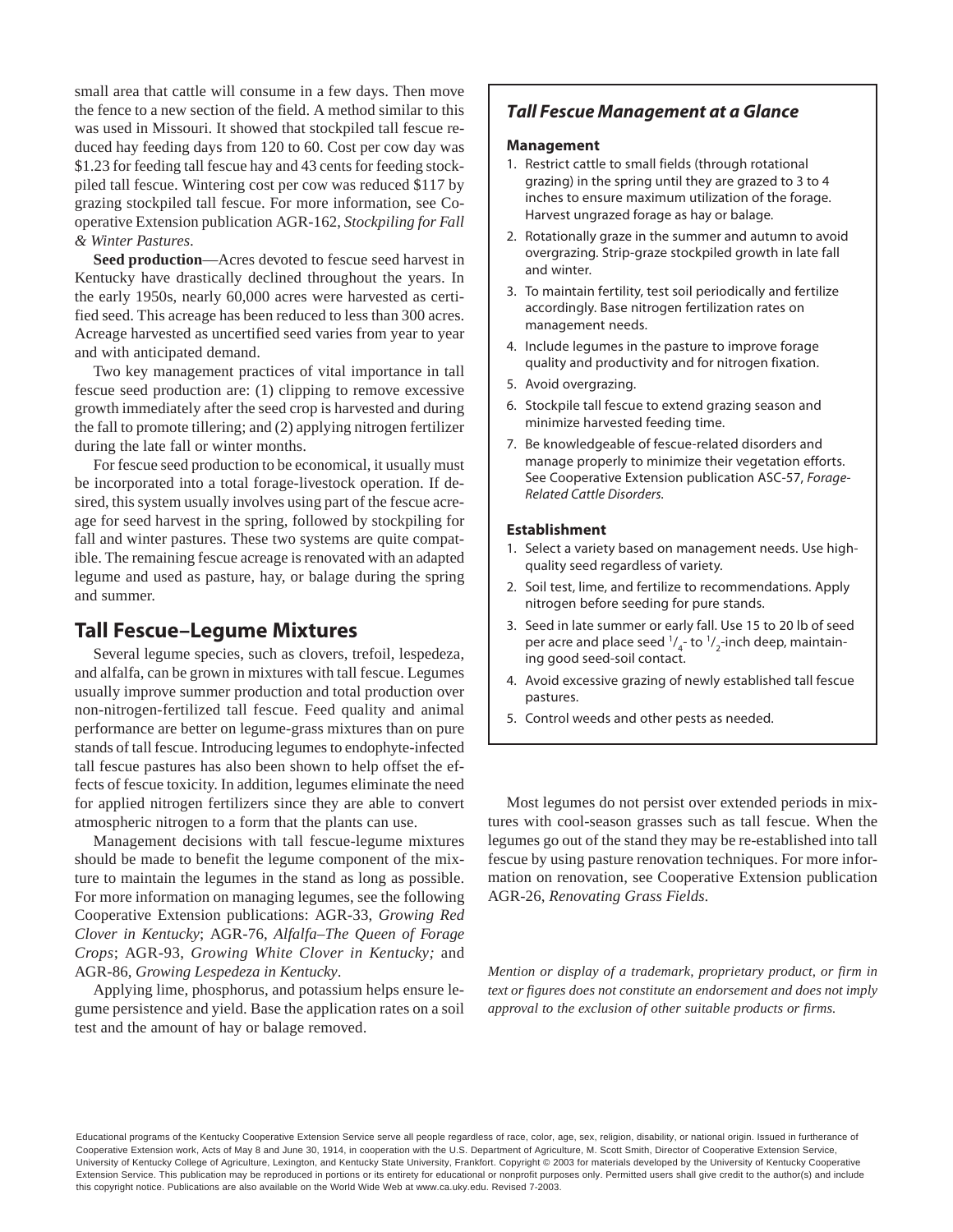small area that cattle will consume in a few days. Then move the fence to a new section of the field. A method similar to this was used in Missouri. It showed that stockpiled tall fescue reduced hay feeding days from 120 to 60. Cost per cow day was $1.23 for feeding tall fescue hay and 43 cents for feeding stockpiled tall fescue. Wintering cost per cow was reduced $117 by grazing stockpiled tall fescue. For more information, see Cooperative Extension publication AGR-162, *Stockpiling for Fall & Winter Pastures*.

**Seed production**—Acres devoted to fescue seed harvest in Kentucky have drastically declined throughout the years. In the early 1950s, nearly 60,000 acres were harvested as certified seed. This acreage has been reduced to less than 300 acres. Acreage harvested as uncertified seed varies from year to year and with anticipated demand.

Two key management practices of vital importance in tall fescue seed production are: (1) clipping to remove excessive growth immediately after the seed crop is harvested and during the fall to promote tillering; and (2) applying nitrogen fertilizer during the late fall or winter months.

For fescue seed production to be economical, it usually must be incorporated into a total forage-livestock operation. If desired, this system usually involves using part of the fescue acreage for seed harvest in the spring, followed by stockpiling for fall and winter pastures. These two systems are quite compatible. The remaining fescue acreage is renovated with an adapted legume and used as pasture, hay, or balage during the spring and summer.

## Tall Fescue–Legume Mixtures

Several legume species, such as clovers, trefoil, lespedeza, and alfalfa, can be grown in mixtures with tall fescue. Legumes usually improve summer production and total production over non-nitrogen-fertilized tall fescue. Feed quality and animal performance are better on legume-grass mixtures than on pure stands of tall fescue. Introducing legumes to endophyte-infected tall fescue pastures has also been shown to help offset the effects of fescue toxicity. In addition, legumes eliminate the need for applied nitrogen fertilizers since they are able to convert atmospheric nitrogen to a form that the plants can use.

Management decisions with tall fescue-legume mixtures should be made to benefit the legume component of the mixture to maintain the legumes in the stand as long as possible. For more information on managing legumes, see the following Cooperative Extension publications: AGR-33, *Growing Red Clover in Kentucky*; AGR-76, *Alfalfa–The Queen of Forage Crops*; AGR-93, *Growing White Clover in Kentucky;* and AGR-86, *Growing Lespedeza in Kentucky*.

Applying lime, phosphorus, and potassium helps ensure legume persistence and yield. Base the application rates on a soil test and the amount of hay or balage removed.

### *Tall Fescue Management at a Glance*

**Management**

1. Restrict cattle to small fields (through rotational grazing) in the spring until they are grazed to 3 to 4 inches to ensure maximum utilization of the forage. Harvest ungrazed forage as hay or balage.
2. Rotationally graze in the summer and autumn to avoid overgrazing. Strip-graze stockpiled growth in late fall and winter.
3. To maintain fertility, test soil periodically and fertilize accordingly. Base nitrogen fertilization rates on management needs.
4. Include legumes in the pasture to improve forage quality and productivity and for nitrogen fixation.
5. Avoid overgrazing.
6. Stockpile tall fescue to extend grazing season and minimize harvested feeding time.
7. Be knowledgeable of fescue-related disorders and manage properly to minimize their vegetation efforts. See Cooperative Extension publication ASC-57, *Forage-Related Cattle Disorders*.

**Establishment**

1. Select a variety based on management needs. Use high-quality seed regardless of variety.
2. Soil test, lime, and fertilize to recommendations. Apply nitrogen before seeding for pure stands.
3. Seed in late summer or early fall. Use 15 to 20 lb of seed per acre and place seed $^1/_4$- to $^1/_2$-inch deep, maintaining good seed-soil contact.
4. Avoid excessive grazing of newly established tall fescue pastures.
5. Control weeds and other pests as needed.

Most legumes do not persist over extended periods in mixtures with cool-season grasses such as tall fescue. When the legumes go out of the stand they may be re-established into tall fescue by using pasture renovation techniques. For more information on renovation, see Cooperative Extension publication AGR-26, *Renovating Grass Fields*.

*Mention or display of a trademark, proprietary product, or firm in text or figures does not constitute an endorsement and does not imply approval to the exclusion of other suitable products or firms.*

Educational programs of the Kentucky Cooperative Extension Service serve all people regardless of race, color, age, sex, religion, disability, or national origin. Issued in furtherance of Cooperative Extension work, Acts of May 8 and June 30, 1914, in cooperation with the U.S. Department of Agriculture, M. Scott Smith, Director of Cooperative Extension Service, University of Kentucky College of Agriculture, Lexington, and Kentucky State University, Frankfort. Copyright © 2003 for materials developed by the University of Kentucky Cooperative Extension Service. This publication may be reproduced in portions or its entirety for educational or nonprofit purposes only. Permitted users shall give credit to the author(s) and include this copyright notice. Publications are also available on the World Wide Web at www.ca.uky.edu. Revised 7-2003.